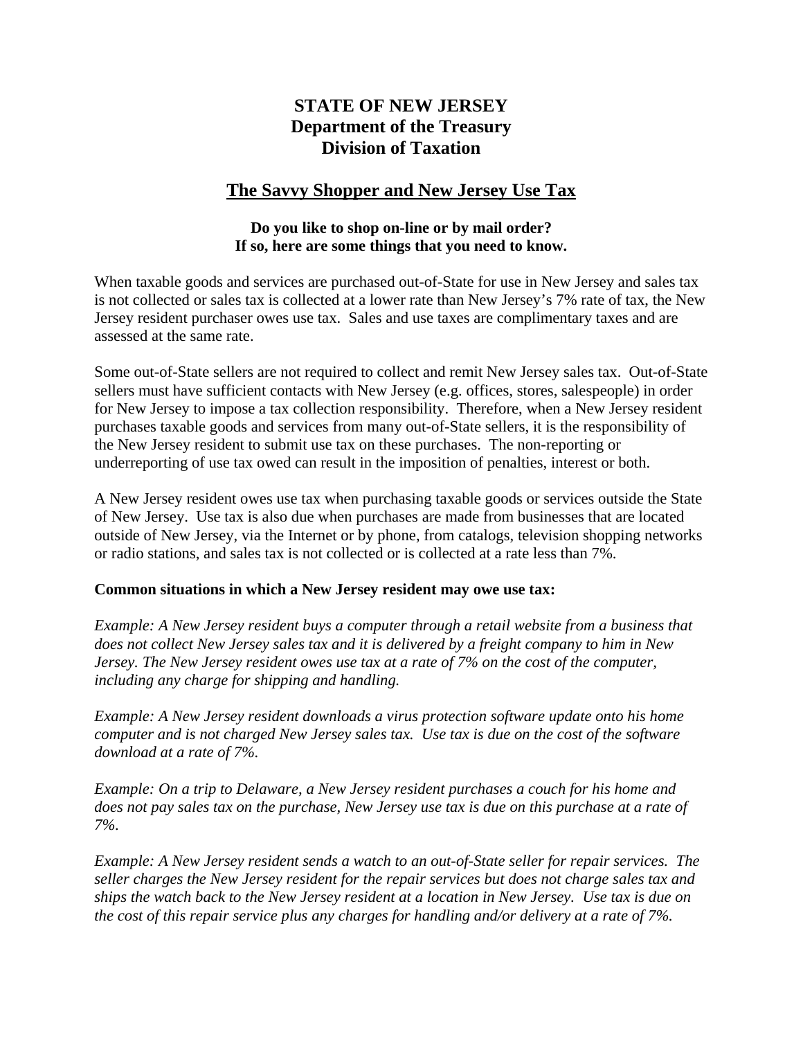# STATE OF NEW JERSEY
## Department of the Treasury
## Division of Taxation

## The Savvy Shopper and New Jersey Use Tax

**Do you like to shop on-line or by mail order?**
**If so, here are some things that you need to know.**

When taxable goods and services are purchased out-of-State for use in New Jersey and sales tax is not collected or sales tax is collected at a lower rate than New Jersey's 7% rate of tax, the New Jersey resident purchaser owes use tax. Sales and use taxes are complimentary taxes and are assessed at the same rate.

Some out-of-State sellers are not required to collect and remit New Jersey sales tax. Out-of-State sellers must have sufficient contacts with New Jersey (e.g. offices, stores, salespeople) in order for New Jersey to impose a tax collection responsibility. Therefore, when a New Jersey resident purchases taxable goods and services from many out-of-State sellers, it is the responsibility of the New Jersey resident to submit use tax on these purchases. The non-reporting or underreporting of use tax owed can result in the imposition of penalties, interest or both.

A New Jersey resident owes use tax when purchasing taxable goods or services outside the State of New Jersey. Use tax is also due when purchases are made from businesses that are located outside of New Jersey, via the Internet or by phone, from catalogs, television shopping networks or radio stations, and sales tax is not collected or is collected at a rate less than 7%.

**Common situations in which a New Jersey resident may owe use tax:**

*Example: A New Jersey resident buys a computer through a retail website from a business that does not collect New Jersey sales tax and it is delivered by a freight company to him in New Jersey. The New Jersey resident owes use tax at a rate of 7% on the cost of the computer, including any charge for shipping and handling.*

*Example: A New Jersey resident downloads a virus protection software update onto his home computer and is not charged New Jersey sales tax. Use tax is due on the cost of the software download at a rate of 7%.*

*Example: On a trip to Delaware, a New Jersey resident purchases a couch for his home and does not pay sales tax on the purchase, New Jersey use tax is due on this purchase at a rate of 7%.*

*Example: A New Jersey resident sends a watch to an out-of-State seller for repair services. The seller charges the New Jersey resident for the repair services but does not charge sales tax and ships the watch back to the New Jersey resident at a location in New Jersey. Use tax is due on the cost of this repair service plus any charges for handling and/or delivery at a rate of 7%.*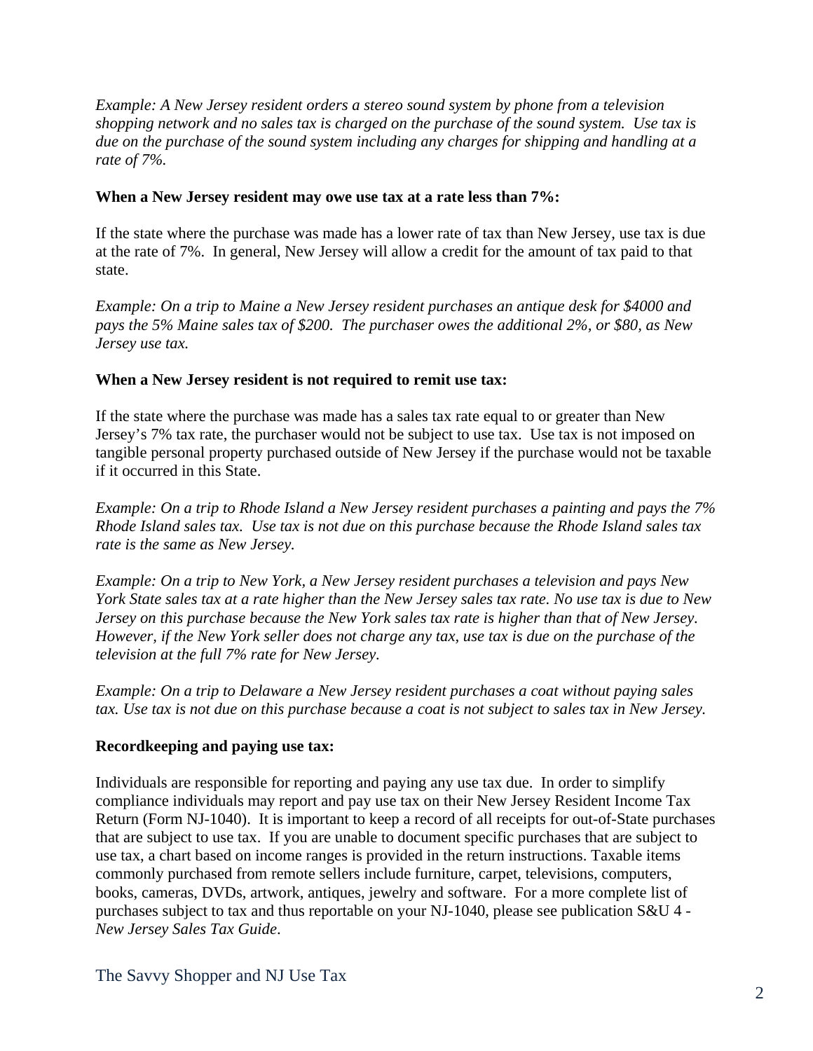*Example: A New Jersey resident orders a stereo sound system by phone from a television shopping network and no sales tax is charged on the purchase of the sound system. Use tax is due on the purchase of the sound system including any charges for shipping and handling at a rate of 7%.*

**When a New Jersey resident may owe use tax at a rate less than 7%:**

If the state where the purchase was made has a lower rate of tax than New Jersey, use tax is due at the rate of 7%. In general, New Jersey will allow a credit for the amount of tax paid to that state.

*Example: On a trip to Maine a New Jersey resident purchases an antique desk for $4000 and pays the 5% Maine sales tax of $200. The purchaser owes the additional 2%, or $80, as New Jersey use tax.*

**When a New Jersey resident is not required to remit use tax:**

If the state where the purchase was made has a sales tax rate equal to or greater than New Jersey's 7% tax rate, the purchaser would not be subject to use tax. Use tax is not imposed on tangible personal property purchased outside of New Jersey if the purchase would not be taxable if it occurred in this State.

*Example: On a trip to Rhode Island a New Jersey resident purchases a painting and pays the 7% Rhode Island sales tax. Use tax is not due on this purchase because the Rhode Island sales tax rate is the same as New Jersey.*

*Example: On a trip to New York, a New Jersey resident purchases a television and pays New York State sales tax at a rate higher than the New Jersey sales tax rate. No use tax is due to New Jersey on this purchase because the New York sales tax rate is higher than that of New Jersey. However, if the New York seller does not charge any tax, use tax is due on the purchase of the television at the full 7% rate for New Jersey.*

*Example: On a trip to Delaware a New Jersey resident purchases a coat without paying sales tax. Use tax is not due on this purchase because a coat is not subject to sales tax in New Jersey.*

**Recordkeeping and paying use tax:**

Individuals are responsible for reporting and paying any use tax due. In order to simplify compliance individuals may report and pay use tax on their New Jersey Resident Income Tax Return (Form NJ-1040). It is important to keep a record of all receipts for out-of-State purchases that are subject to use tax. If you are unable to document specific purchases that are subject to use tax, a chart based on income ranges is provided in the return instructions. Taxable items commonly purchased from remote sellers include furniture, carpet, televisions, computers, books, cameras, DVDs, artwork, antiques, jewelry and software. For a more complete list of purchases subject to tax and thus reportable on your NJ-1040, please see publication S&U 4 - *New Jersey Sales Tax Guide*.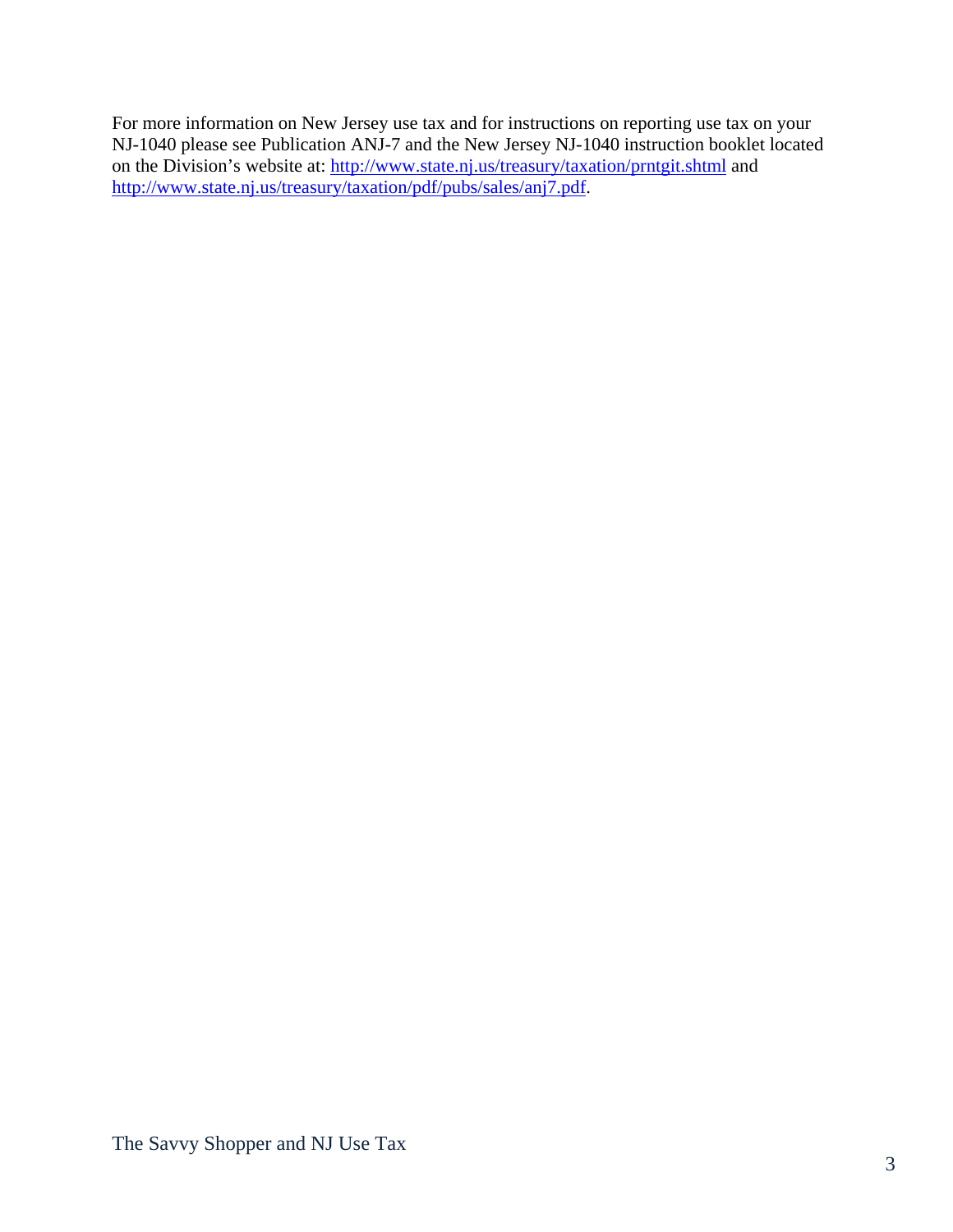For more information on New Jersey use tax and for instructions on reporting use tax on your NJ-1040 please see Publication ANJ-7 and the New Jersey NJ-1040 instruction booklet located on the Division's website at: http://www.state.nj.us/treasury/taxation/prntgit.shtml and http://www.state.nj.us/treasury/taxation/pdf/pubs/sales/anj7.pdf.